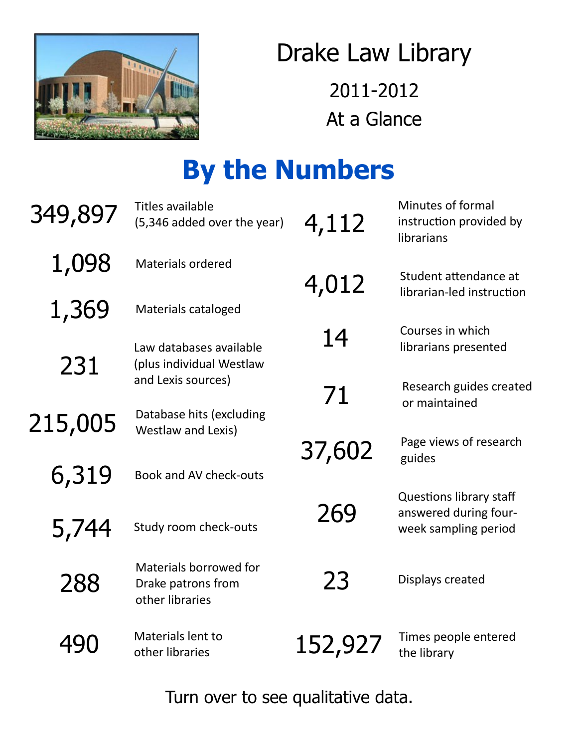# Drake Law Library

## 2011-2012

## At a Glance

## By the Numbers

| | |
|---|---|
| 349,897 | Titles available (5,346 added over the year) |
| 1,098 | Materials ordered |
| 1,369 | Materials cataloged |
| 231 | Law databases available (plus individual Westlaw and Lexis sources) |
| 215,005 | Database hits (excluding Westlaw and Lexis) |
| 6,319 | Book and AV check-outs |
| 5,744 | Study room check-outs |
| 288 | Materials borrowed for Drake patrons from other libraries |
| 490 | Materials lent to other libraries |
| 4,112 | Minutes of formal instruction provided by librarians |
| 4,012 | Student attendance at librarian-led instruction |
| 14 | Courses in which librarians presented |
| 71 | Research guides created or maintained |
| 37,602 | Page views of research guides |
| 269 | Questions library staff answered during four-week sampling period |
| 23 | Displays created |
| 152,927 | Times people entered the library |

Turn over to see qualitative data.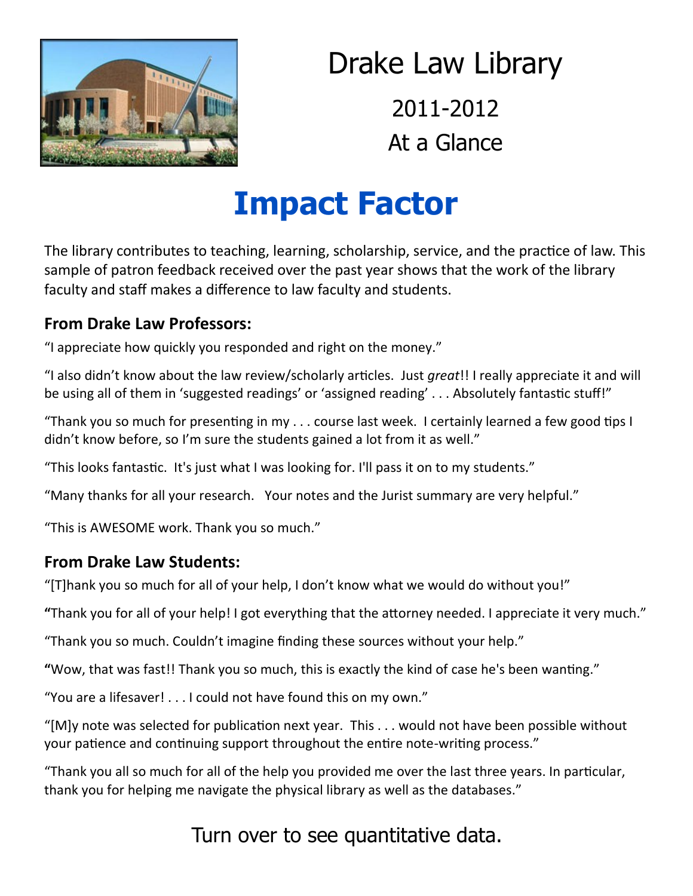# Drake Law Library

## 2011-2012

## At a Glance

# Impact Factor

The library contributes to teaching, learning, scholarship, service, and the practice of law. This sample of patron feedback received over the past year shows that the work of the library faculty and staff makes a difference to law faculty and students.

### From Drake Law Professors:

"I appreciate how quickly you responded and right on the money."

"I also didn't know about the law review/scholarly articles. Just *great*!! I really appreciate it and will be using all of them in 'suggested readings' or 'assigned reading' . . . Absolutely fantastic stuff!"

"Thank you so much for presenting in my . . . course last week. I certainly learned a few good tips I didn't know before, so I'm sure the students gained a lot from it as well."

"This looks fantastic. It's just what I was looking for. I'll pass it on to my students."

"Many thanks for all your research. Your notes and the Jurist summary are very helpful."

"This is AWESOME work. Thank you so much."

### From Drake Law Students:

"[T]hank you so much for all of your help, I don't know what we would do without you!"

**"**Thank you for all of your help! I got everything that the attorney needed. I appreciate it very much."

"Thank you so much. Couldn't imagine finding these sources without your help."

**"**Wow, that was fast!! Thank you so much, this is exactly the kind of case he's been wanting."

"You are a lifesaver! . . . I could not have found this on my own."

"[M]y note was selected for publication next year. This . . . would not have been possible without your patience and continuing support throughout the entire note-writing process."

"Thank you all so much for all of the help you provided me over the last three years. In particular, thank you for helping me navigate the physical library as well as the databases."

Turn over to see quantitative data.